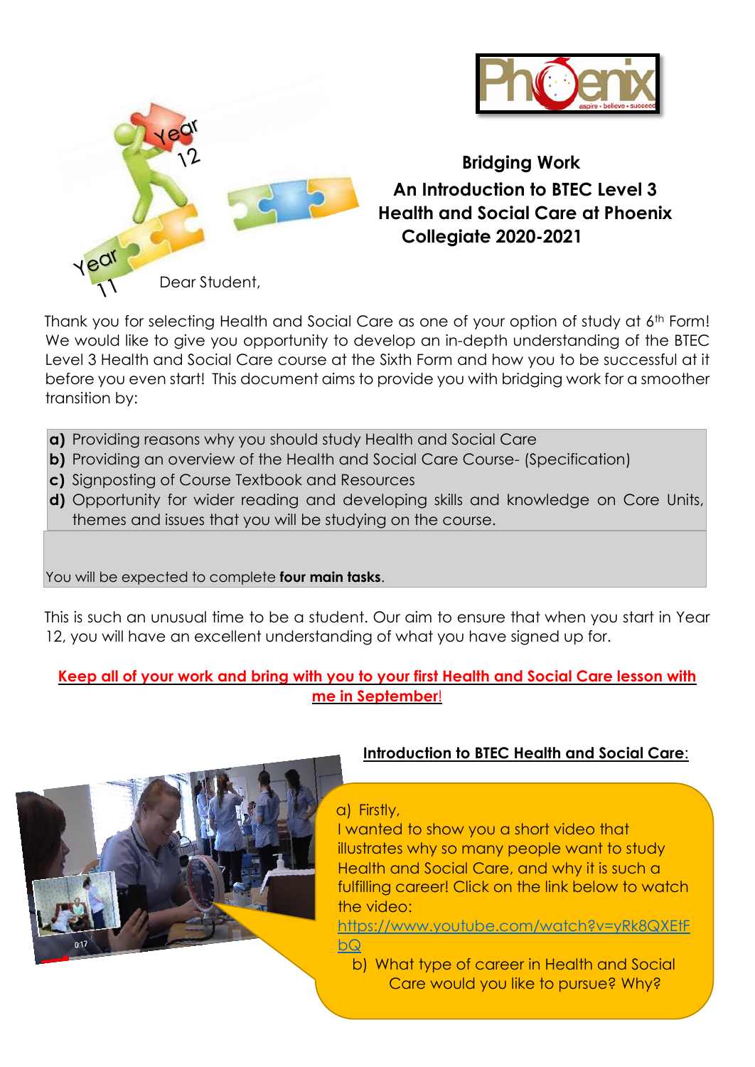# Bridging Work

## An Introduction to BTEC Level 3 Health and Social Care at Phoenix Collegiate 2020-2021

Dear Student,

Thank you for selecting Health and Social Care as one of your option of study at 6th Form! We would like to give you opportunity to develop an in-depth understanding of the BTEC Level 3 Health and Social Care course at the Sixth Form and how you to be successful at it before you even start! This document aims to provide you with bridging work for a smoother transition by:

**a)** Providing reasons why you should study Health and Social Care
**b)** Providing an overview of the Health and Social Care Course- (Specification)
**c)** Signposting of Course Textbook and Resources
**d)** Opportunity for wider reading and developing skills and knowledge on Core Units, themes and issues that you will be studying on the course.

You will be expected to complete **four main tasks**.

This is such an unusual time to be a student. Our aim to ensure that when you start in Year 12, you will have an excellent understanding of what you have signed up for.

**Keep all of your work and bring with you to your first Health and Social Care lesson with me in September!**

**Introduction to BTEC Health and Social Care:**

a) Firstly,
I wanted to show you a short video that illustrates why so many people want to study Health and Social Care, and why it is such a fulfilling career! Click on the link below to watch the video:
https://www.youtube.com/watch?v=yRk8QXEtFbQ

b) What type of career in Health and Social Care would you like to pursue? Why?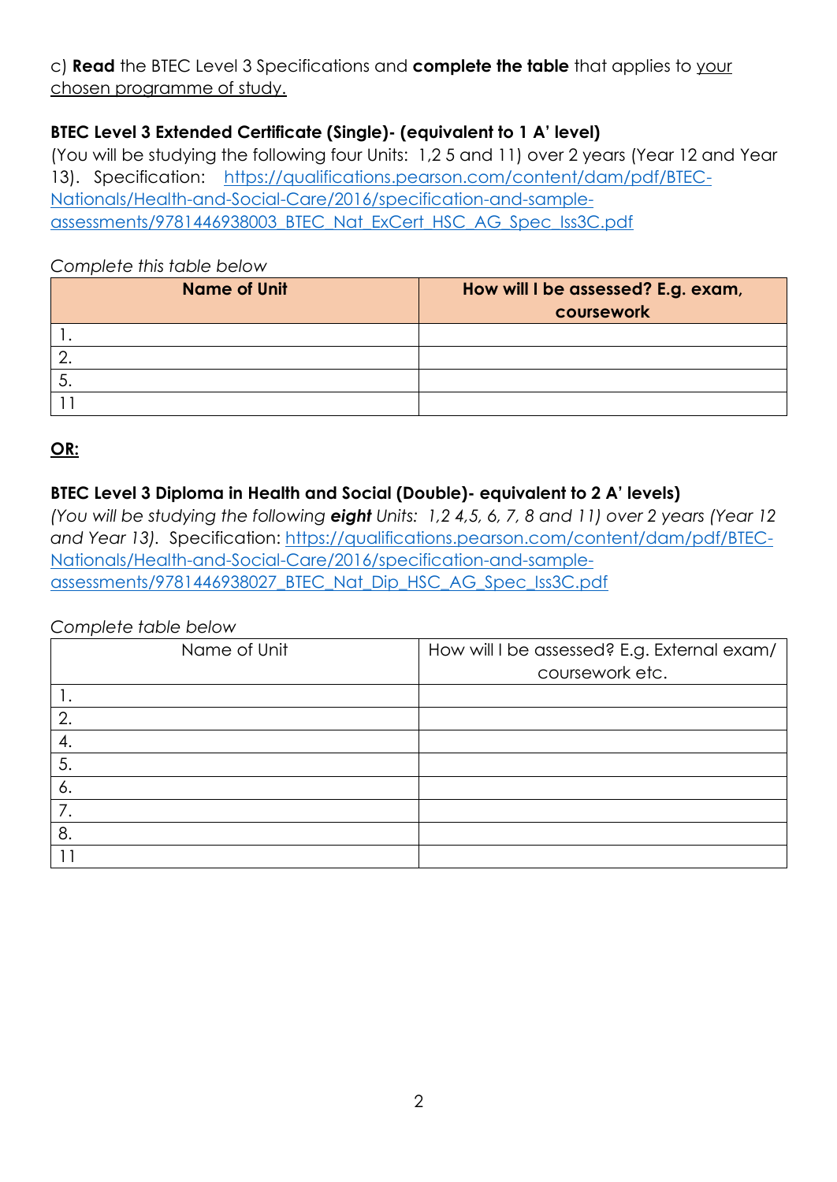c) **Read** the BTEC Level 3 Specifications and **complete the table** that applies to <u>your chosen programme of study.</u>

**BTEC Level 3 Extended Certificate (Single)- (equivalent to 1 A' level)**

(You will be studying the following four Units: 1,2 5 and 11) over 2 years (Year 12 and Year 13). Specification: [https://qualifications.pearson.com/content/dam/pdf/BTEC-Nationals/Health-and-Social-Care/2016/specification-and-sample-assessments/9781446938003_BTEC_Nat_ExCert_HSC_AG_Spec_Iss3C.pdf](https://qualifications.pearson.com/content/dam/pdf/BTEC-Nationals/Health-and-Social-Care/2016/specification-and-sample-assessments/9781446938003_BTEC_Nat_ExCert_HSC_AG_Spec_Iss3C.pdf)

*Complete this table below*

| Name of Unit | How will I be assessed? E.g. exam, coursework |
|---|---|
| 1. | |
| 2. | |
| 5. | |
| 11 | |

**<u>OR:</u>**

**BTEC Level 3 Diploma in Health and Social (Double)- equivalent to 2 A' levels)**

*(You will be studying the following **eight** Units: 1,2 4,5, 6, 7, 8 and 11) over 2 years (Year 12 and Year 13).* Specification: [https://qualifications.pearson.com/content/dam/pdf/BTEC-Nationals/Health-and-Social-Care/2016/specification-and-sample-assessments/9781446938027_BTEC_Nat_Dip_HSC_AG_Spec_Iss3C.pdf](https://qualifications.pearson.com/content/dam/pdf/BTEC-Nationals/Health-and-Social-Care/2016/specification-and-sample-assessments/9781446938027_BTEC_Nat_Dip_HSC_AG_Spec_Iss3C.pdf)

*Complete table below*

| Name of Unit | How will I be assessed? E.g. External exam/ coursework etc. |
|---|---|
| 1. | |
| 2. | |
| 4. | |
| 5. | |
| 6. | |
| 7. | |
| 8. | |
| 11 | |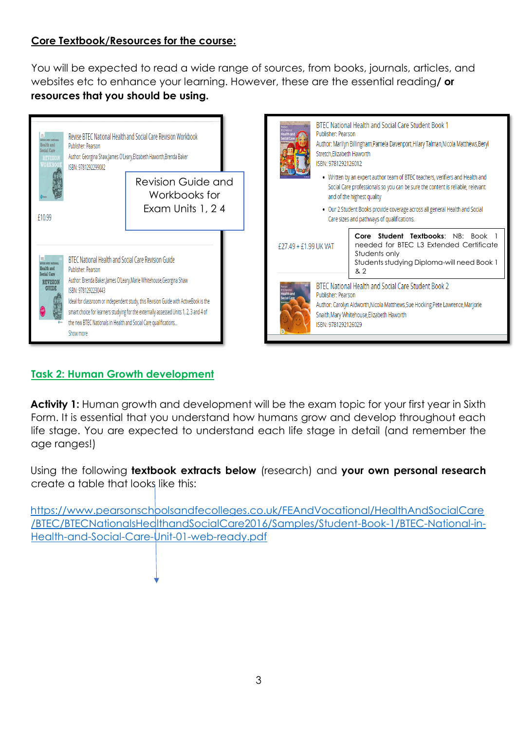## Core Textbook/Resources for the course:

You will be expected to read a wide range of sources, from books, journals, articles, and websites etc to enhance your learning. However, these are the essential reading/ **or resources that you should be using.**

Revise BTEC National Health and Social Care Revision Workbook
Publisher: Pearson
Author: Georgina Shaw,James O'Leary,Elizabeth Haworth,Brenda Baker
ISBN: 9781292299082

£10.99

Revision Guide and Workbooks for Exam Units 1, 2 4

BTEC National Health and Social Care Revision Guide
Publisher: Pearson
Author: Brenda Baker,James O'Leary,Marie Whitehouse,Georgina Shaw
ISBN: 9781292230443
Ideal for classroom or independent study, this Revision Guide with ActiveBook is the smart choice for learners studying for the externally assessed Units 1, 2, 3 and 4 of the new BTEC Nationals in Health and Social Care qualifications...
Show more

BTEC National Health and Social Care Student Book 1
Publisher: Pearson
Author: Marilyn Billingham,Pamela Davenport,Hilary Talman,Nicola Matthews,Beryl Stretch,Elizabeth Haworth
ISBN: 9781292126012

- Written by an expert author team of BTEC teachers, verifiers and Health and Social Care professionals so you can be sure the content is reliable, relevant and of the highest quality
- Our 2 Student Books provide coverage across all general Health and Social Care sizes and pathways of qualifications.

£27.49 + £1.99 UK VAT

**Core Student Textbooks**: NB: Book 1 needed for BTEC L3 Extended Certificate Students only
Students studying Diploma-will need Book 1 & 2

BTEC National Health and Social Care Student Book 2
Publisher: Pearson
Author: Carolyn Aldworth,Nicola Matthews,Sue Hocking,Pete Lawrence,Marjorie Snaith,Mary Whitehouse,Elizabeth Haworth
ISBN: 9781292126029

## Task 2: Human Growth development

**Activity 1:** Human growth and development will be the exam topic for your first year in Sixth Form. It is essential that you understand how humans grow and develop throughout each life stage. You are expected to understand each life stage in detail (and remember the age ranges!)

Using the following **textbook extracts below** (research) and **your own personal research** create a table that looks like this:

https://www.pearsonschoolsandfecolleges.co.uk/FEAndVocational/HealthAndSocialCare/BTEC/BTECNationalsHealthandSocialCare2016/Samples/Student-Book-1/BTEC-National-in-Health-and-Social-Care-Unit-01-web-ready.pdf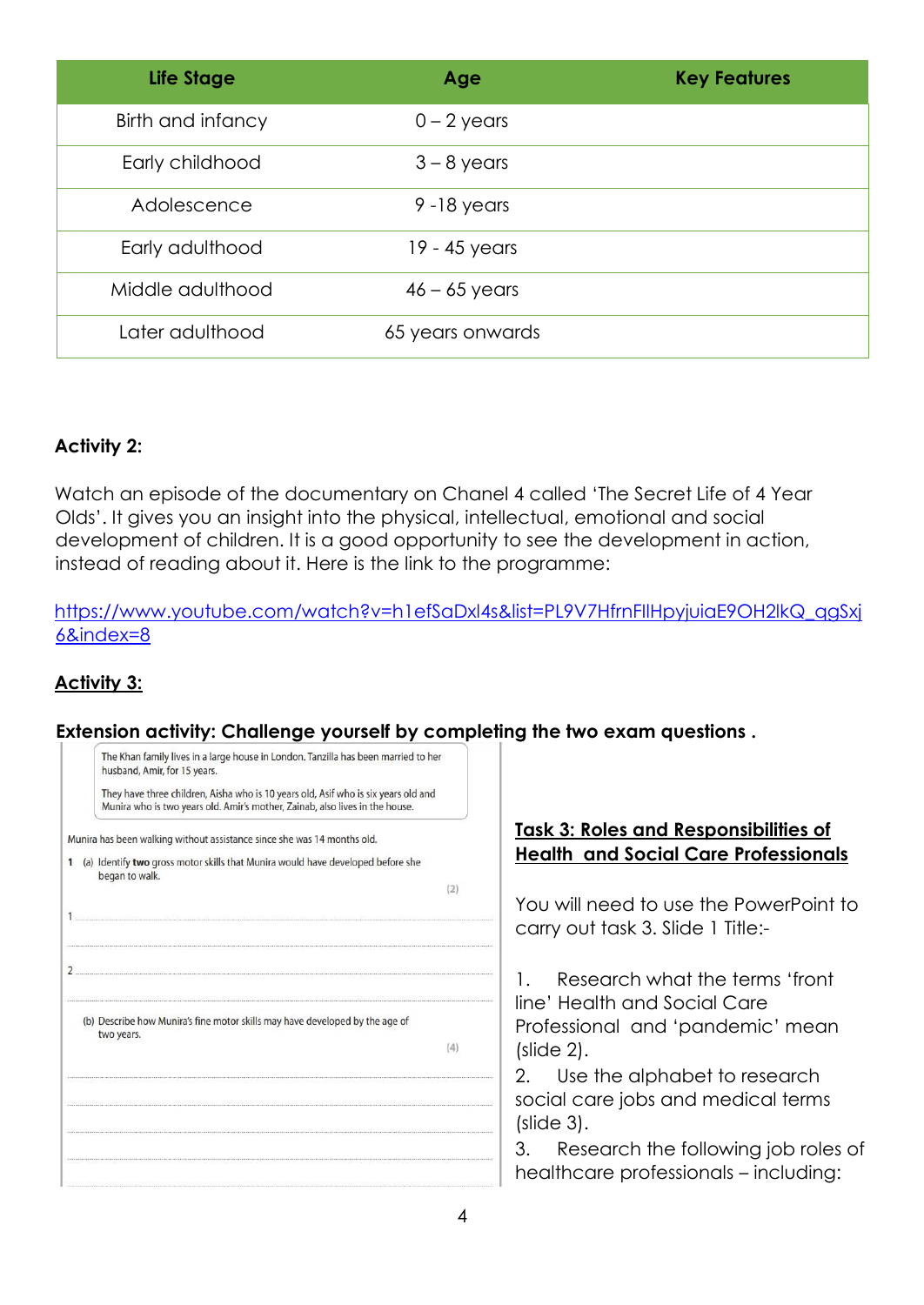| Life Stage | Age | Key Features |
|---|---|---|
| Birth and infancy | 0 – 2 years | |
| Early childhood | 3 – 8 years | |
| Adolescence | 9 -18 years | |
| Early adulthood | 19 - 45 years | |
| Middle adulthood | 46 – 65 years | |
| Later adulthood | 65 years onwards | |

**Activity 2:**

Watch an episode of the documentary on Chanel 4 called 'The Secret Life of 4 Year Olds'. It gives you an insight into the physical, intellectual, emotional and social development of children. It is a good opportunity to see the development in action, instead of reading about it. Here is the link to the programme:

https://www.youtube.com/watch?v=h1efSaDxl4s&list=PL9V7HfrnFlIHpyjuiaE9OH2lkQ_qgSxj6&index=8

**Activity 3:**

**Extension activity: Challenge yourself by completing the two exam questions .**

> The Khan family lives in a large house in London. Tanzilla has been married to her husband, Amir, for 15 years.
>
> They have three children, Aisha who is 10 years old, Asif who is six years old and Munira who is two years old. Amir's mother, Zainab, also lives in the house.

Munira has been walking without assistance since she was 14 months old.

1 (a) Identify **two** gross motor skills that Munira would have developed before she began to walk. (2)

1 ..............................................................................................................................

..............................................................................................................................

2 ..............................................................................................................................

..............................................................................................................................

(b) Describe how Munira's fine motor skills may have developed by the age of two years. (4)

..............................................................................................................................

..............................................................................................................................

..............................................................................................................................

..............................................................................................................................

..............................................................................................................................

**Task 3: Roles and Responsibilities of Health and Social Care Professionals**

You will need to use the PowerPoint to carry out task 3. Slide 1 Title:-

1. Research what the terms 'front line' Health and Social Care Professional and 'pandemic' mean (slide 2).
2. Use the alphabet to research social care jobs and medical terms (slide 3).
3. Research the following job roles of healthcare professionals – including: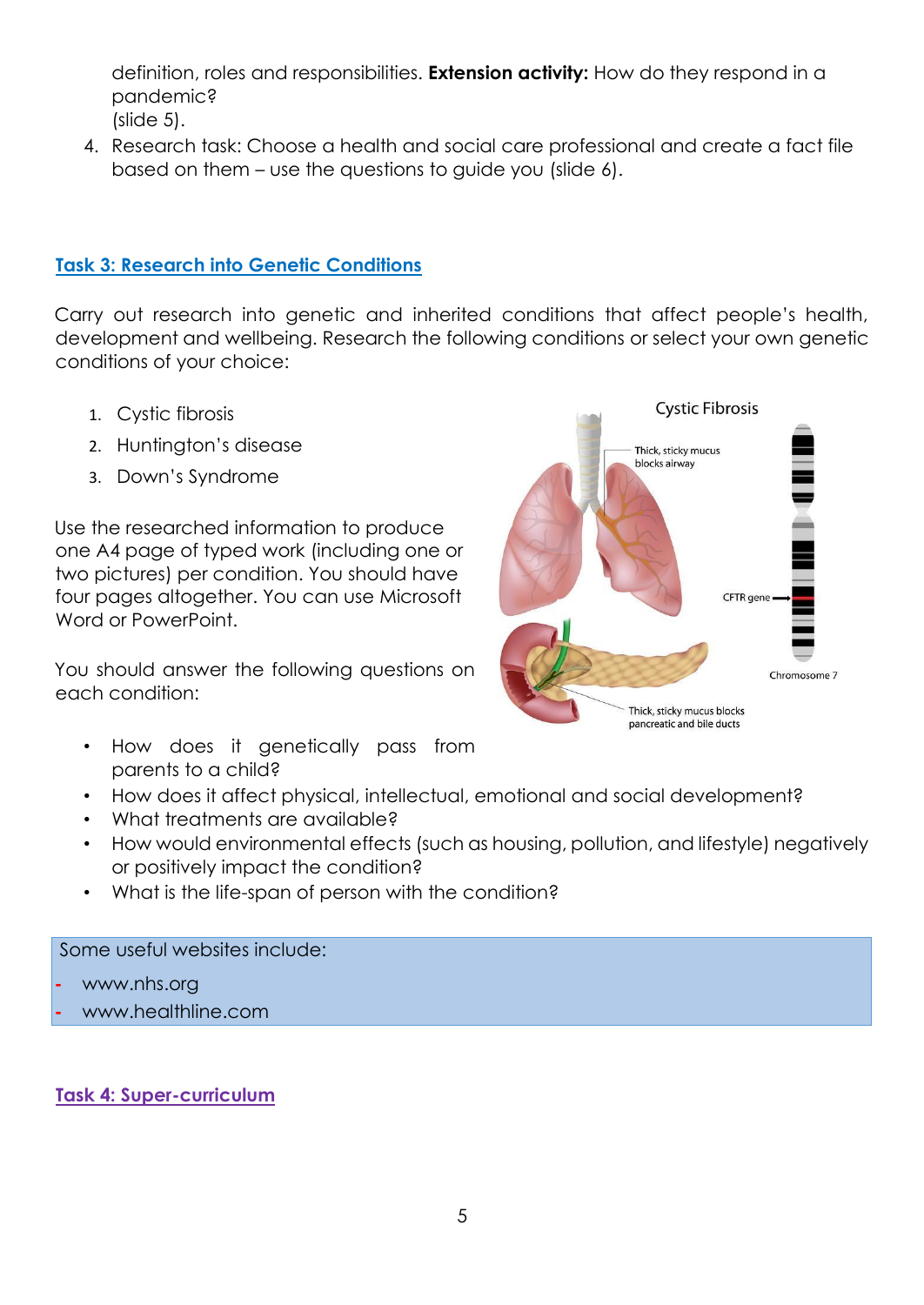definition, roles and responsibilities. **Extension activity:** How do they respond in a pandemic?
(slide 5).

4. Research task: Choose a health and social care professional and create a fact file based on them – use the questions to guide you (slide 6).

## Task 3: Research into Genetic Conditions

Carry out research into genetic and inherited conditions that affect people's health, development and wellbeing. Research the following conditions or select your own genetic conditions of your choice:

1. Cystic fibrosis
2. Huntington's disease
3. Down's Syndrome

Use the researched information to produce one A4 page of typed work (including one or two pictures) per condition. You should have four pages altogether. You can use Microsoft Word or PowerPoint.

You should answer the following questions on each condition:

- How does it genetically pass from parents to a child?
- How does it affect physical, intellectual, emotional and social development?
- What treatments are available?
- How would environmental effects (such as housing, pollution, and lifestyle) negatively or positively impact the condition?
- What is the life-span of person with the condition?

Some useful websites include:

- www.nhs.org
- www.healthline.com

## Task 4: Super-curriculum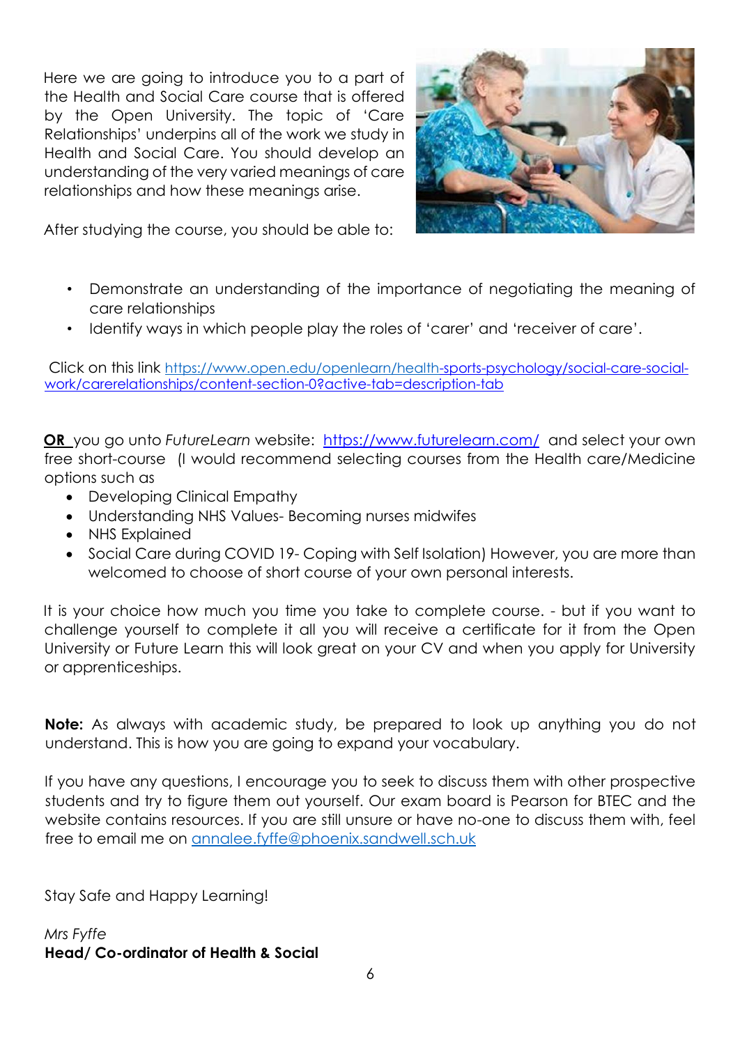Here we are going to introduce you to a part of the Health and Social Care course that is offered by the Open University. The topic of 'Care Relationships' underpins all of the work we study in Health and Social Care. You should develop an understanding of the very varied meanings of care relationships and how these meanings arise.

After studying the course, you should be able to:

- Demonstrate an understanding of the importance of negotiating the meaning of care relationships
- Identify ways in which people play the roles of 'carer' and 'receiver of care'.

Click on this link https://www.open.edu/openlearn/health-sports-psychology/social-care-social-work/carerelationships/content-section-0?active-tab=description-tab

**OR** you go unto *FutureLearn* website: https://www.futurelearn.com/ and select your own free short-course (I would recommend selecting courses from the Health care/Medicine options such as

- Developing Clinical Empathy
- Understanding NHS Values- Becoming nurses midwifes
- NHS Explained
- Social Care during COVID 19- Coping with Self Isolation) However, you are more than welcomed to choose of short course of your own personal interests.

It is your choice how much you time you take to complete course. - but if you want to challenge yourself to complete it all you will receive a certificate for it from the Open University or Future Learn this will look great on your CV and when you apply for University or apprenticeships.

**Note:** As always with academic study, be prepared to look up anything you do not understand. This is how you are going to expand your vocabulary.

If you have any questions, I encourage you to seek to discuss them with other prospective students and try to figure them out yourself. Our exam board is Pearson for BTEC and the website contains resources. If you are still unsure or have no-one to discuss them with, feel free to email me on annalee.fyffe@phoenix.sandwell.sch.uk

Stay Safe and Happy Learning!

*Mrs Fyffe*
**Head/ Co-ordinator of Health & Social**